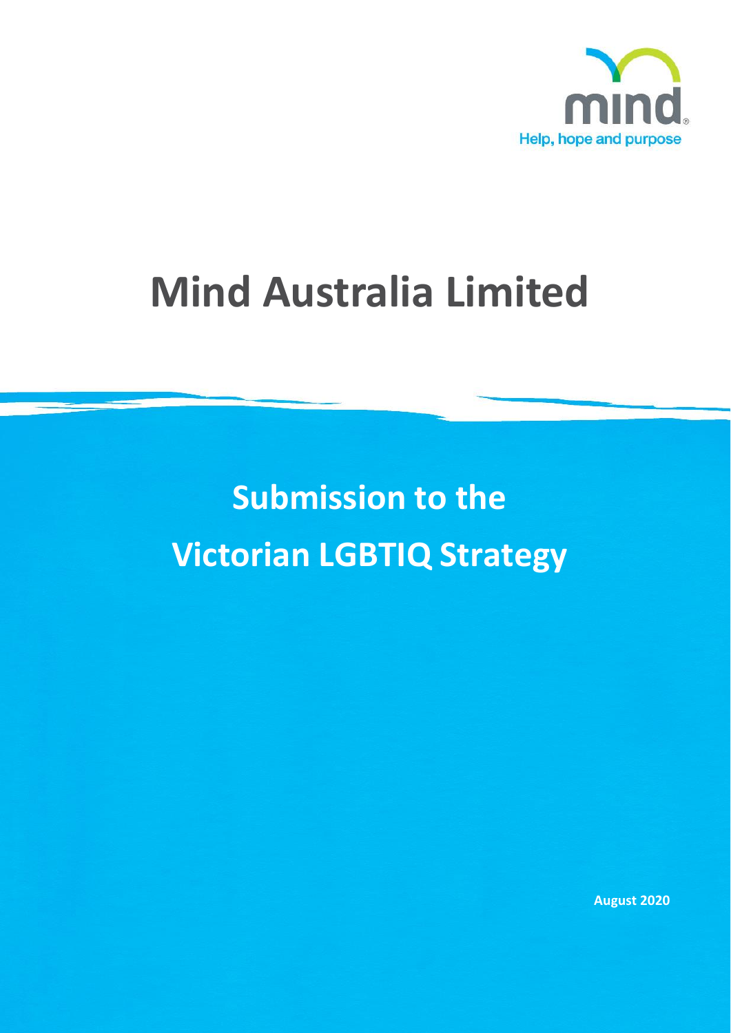mind
Help, hope and purpose

# Mind Australia Limited

## Submission to the Victorian LGBTIQ Strategy

**August 2020**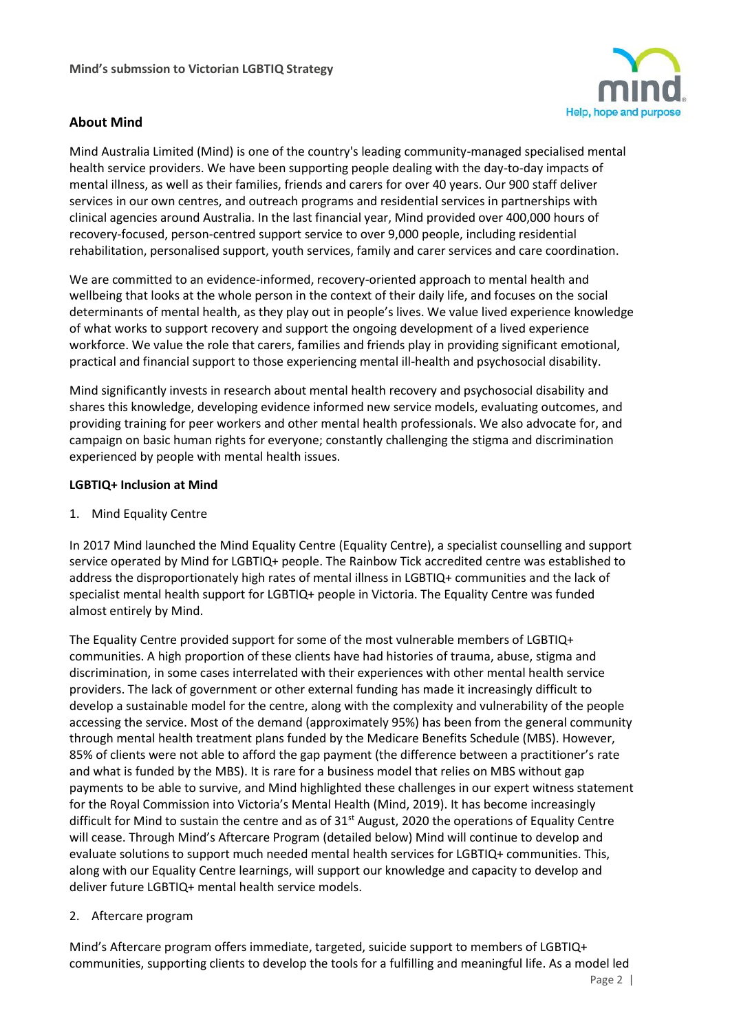## About Mind

Mind Australia Limited (Mind) is one of the country's leading community-managed specialised mental health service providers. We have been supporting people dealing with the day-to-day impacts of mental illness, as well as their families, friends and carers for over 40 years. Our 900 staff deliver services in our own centres, and outreach programs and residential services in partnerships with clinical agencies around Australia. In the last financial year, Mind provided over 400,000 hours of recovery-focused, person-centred support service to over 9,000 people, including residential rehabilitation, personalised support, youth services, family and carer services and care coordination.

We are committed to an evidence-informed, recovery-oriented approach to mental health and wellbeing that looks at the whole person in the context of their daily life, and focuses on the social determinants of mental health, as they play out in people's lives. We value lived experience knowledge of what works to support recovery and support the ongoing development of a lived experience workforce. We value the role that carers, families and friends play in providing significant emotional, practical and financial support to those experiencing mental ill-health and psychosocial disability.

Mind significantly invests in research about mental health recovery and psychosocial disability and shares this knowledge, developing evidence informed new service models, evaluating outcomes, and providing training for peer workers and other mental health professionals. We also advocate for, and campaign on basic human rights for everyone; constantly challenging the stigma and discrimination experienced by people with mental health issues.

### LGBTIQ+ Inclusion at Mind

1. Mind Equality Centre

In 2017 Mind launched the Mind Equality Centre (Equality Centre), a specialist counselling and support service operated by Mind for LGBTIQ+ people. The Rainbow Tick accredited centre was established to address the disproportionately high rates of mental illness in LGBTIQ+ communities and the lack of specialist mental health support for LGBTIQ+ people in Victoria. The Equality Centre was funded almost entirely by Mind.

The Equality Centre provided support for some of the most vulnerable members of LGBTIQ+ communities. A high proportion of these clients have had histories of trauma, abuse, stigma and discrimination, in some cases interrelated with their experiences with other mental health service providers. The lack of government or other external funding has made it increasingly difficult to develop a sustainable model for the centre, along with the complexity and vulnerability of the people accessing the service. Most of the demand (approximately 95%) has been from the general community through mental health treatment plans funded by the Medicare Benefits Schedule (MBS). However, 85% of clients were not able to afford the gap payment (the difference between a practitioner's rate and what is funded by the MBS). It is rare for a business model that relies on MBS without gap payments to be able to survive, and Mind highlighted these challenges in our expert witness statement for the Royal Commission into Victoria's Mental Health (Mind, 2019). It has become increasingly difficult for Mind to sustain the centre and as of 31st August, 2020 the operations of Equality Centre will cease. Through Mind's Aftercare Program (detailed below) Mind will continue to develop and evaluate solutions to support much needed mental health services for LGBTIQ+ communities. This, along with our Equality Centre learnings, will support our knowledge and capacity to develop and deliver future LGBTIQ+ mental health service models.

2. Aftercare program

Mind's Aftercare program offers immediate, targeted, suicide support to members of LGBTIQ+ communities, supporting clients to develop the tools for a fulfilling and meaningful life. As a model led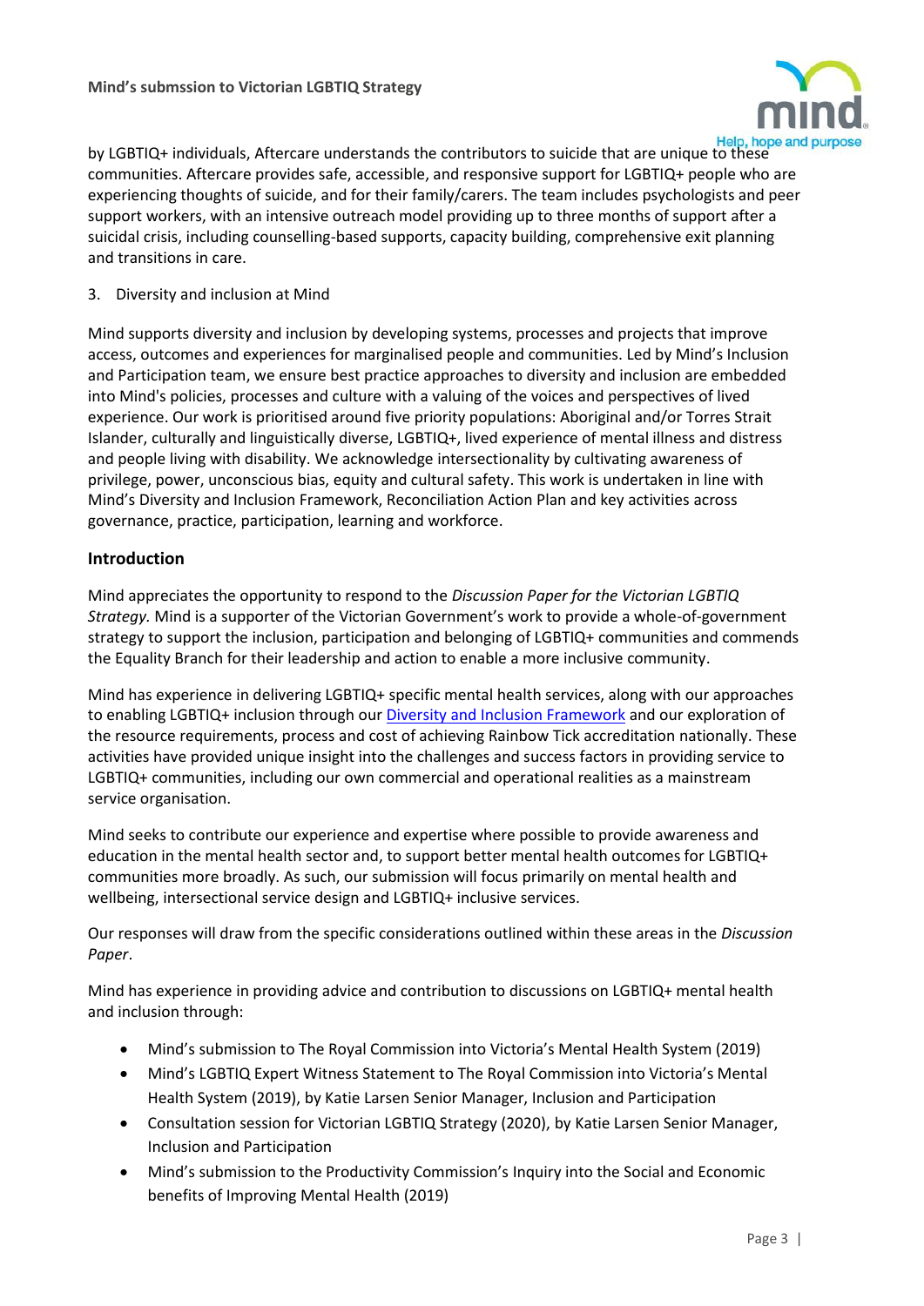by LGBTIQ+ individuals, Aftercare understands the contributors to suicide that are unique to these communities. Aftercare provides safe, accessible, and responsive support for LGBTIQ+ people who are experiencing thoughts of suicide, and for their family/carers. The team includes psychologists and peer support workers, with an intensive outreach model providing up to three months of support after a suicidal crisis, including counselling-based supports, capacity building, comprehensive exit planning and transitions in care.

3. Diversity and inclusion at Mind

Mind supports diversity and inclusion by developing systems, processes and projects that improve access, outcomes and experiences for marginalised people and communities. Led by Mind's Inclusion and Participation team, we ensure best practice approaches to diversity and inclusion are embedded into Mind's policies, processes and culture with a valuing of the voices and perspectives of lived experience. Our work is prioritised around five priority populations: Aboriginal and/or Torres Strait Islander, culturally and linguistically diverse, LGBTIQ+, lived experience of mental illness and distress and people living with disability. We acknowledge intersectionality by cultivating awareness of privilege, power, unconscious bias, equity and cultural safety. This work is undertaken in line with Mind's Diversity and Inclusion Framework, Reconciliation Action Plan and key activities across governance, practice, participation, learning and workforce.

## Introduction

Mind appreciates the opportunity to respond to the *Discussion Paper for the Victorian LGBTIQ Strategy.* Mind is a supporter of the Victorian Government's work to provide a whole-of-government strategy to support the inclusion, participation and belonging of LGBTIQ+ communities and commends the Equality Branch for their leadership and action to enable a more inclusive community.

Mind has experience in delivering LGBTIQ+ specific mental health services, along with our approaches to enabling LGBTIQ+ inclusion through our Diversity and Inclusion Framework and our exploration of the resource requirements, process and cost of achieving Rainbow Tick accreditation nationally. These activities have provided unique insight into the challenges and success factors in providing service to LGBTIQ+ communities, including our own commercial and operational realities as a mainstream service organisation.

Mind seeks to contribute our experience and expertise where possible to provide awareness and education in the mental health sector and, to support better mental health outcomes for LGBTIQ+ communities more broadly. As such, our submission will focus primarily on mental health and wellbeing, intersectional service design and LGBTIQ+ inclusive services.

Our responses will draw from the specific considerations outlined within these areas in the *Discussion Paper*.

Mind has experience in providing advice and contribution to discussions on LGBTIQ+ mental health and inclusion through:

- Mind's submission to The Royal Commission into Victoria's Mental Health System (2019)
- Mind's LGBTIQ Expert Witness Statement to The Royal Commission into Victoria's Mental Health System (2019), by Katie Larsen Senior Manager, Inclusion and Participation
- Consultation session for Victorian LGBTIQ Strategy (2020), by Katie Larsen Senior Manager, Inclusion and Participation
- Mind's submission to the Productivity Commission's Inquiry into the Social and Economic benefits of Improving Mental Health (2019)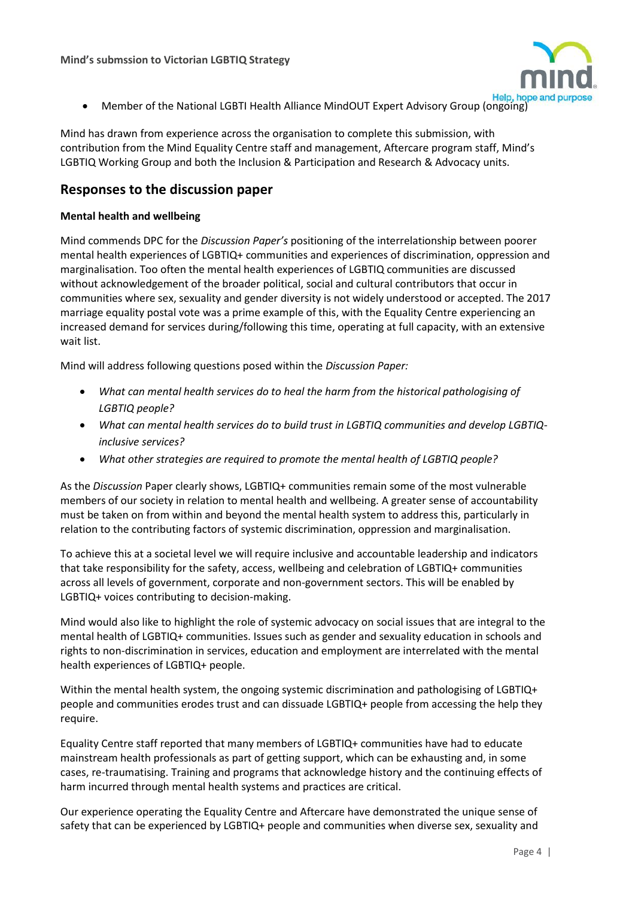- Member of the National LGBTI Health Alliance MindOUT Expert Advisory Group (ongoing)

Mind has drawn from experience across the organisation to complete this submission, with contribution from the Mind Equality Centre staff and management, Aftercare program staff, Mind's LGBTIQ Working Group and both the Inclusion & Participation and Research & Advocacy units.

## Responses to the discussion paper

### Mental health and wellbeing

Mind commends DPC for the *Discussion Paper's* positioning of the interrelationship between poorer mental health experiences of LGBTIQ+ communities and experiences of discrimination, oppression and marginalisation. Too often the mental health experiences of LGBTIQ communities are discussed without acknowledgement of the broader political, social and cultural contributors that occur in communities where sex, sexuality and gender diversity is not widely understood or accepted. The 2017 marriage equality postal vote was a prime example of this, with the Equality Centre experiencing an increased demand for services during/following this time, operating at full capacity, with an extensive wait list.

Mind will address following questions posed within the *Discussion Paper:*

- *What can mental health services do to heal the harm from the historical pathologising of LGBTIQ people?*
- *What can mental health services do to build trust in LGBTIQ communities and develop LGBTIQ-inclusive services?*
- *What other strategies are required to promote the mental health of LGBTIQ people?*

As the *Discussion* Paper clearly shows, LGBTIQ+ communities remain some of the most vulnerable members of our society in relation to mental health and wellbeing. A greater sense of accountability must be taken on from within and beyond the mental health system to address this, particularly in relation to the contributing factors of systemic discrimination, oppression and marginalisation.

To achieve this at a societal level we will require inclusive and accountable leadership and indicators that take responsibility for the safety, access, wellbeing and celebration of LGBTIQ+ communities across all levels of government, corporate and non-government sectors. This will be enabled by LGBTIQ+ voices contributing to decision-making.

Mind would also like to highlight the role of systemic advocacy on social issues that are integral to the mental health of LGBTIQ+ communities. Issues such as gender and sexuality education in schools and rights to non-discrimination in services, education and employment are interrelated with the mental health experiences of LGBTIQ+ people.

Within the mental health system, the ongoing systemic discrimination and pathologising of LGBTIQ+ people and communities erodes trust and can dissuade LGBTIQ+ people from accessing the help they require.

Equality Centre staff reported that many members of LGBTIQ+ communities have had to educate mainstream health professionals as part of getting support, which can be exhausting and, in some cases, re-traumatising. Training and programs that acknowledge history and the continuing effects of harm incurred through mental health systems and practices are critical.

Our experience operating the Equality Centre and Aftercare have demonstrated the unique sense of safety that can be experienced by LGBTIQ+ people and communities when diverse sex, sexuality and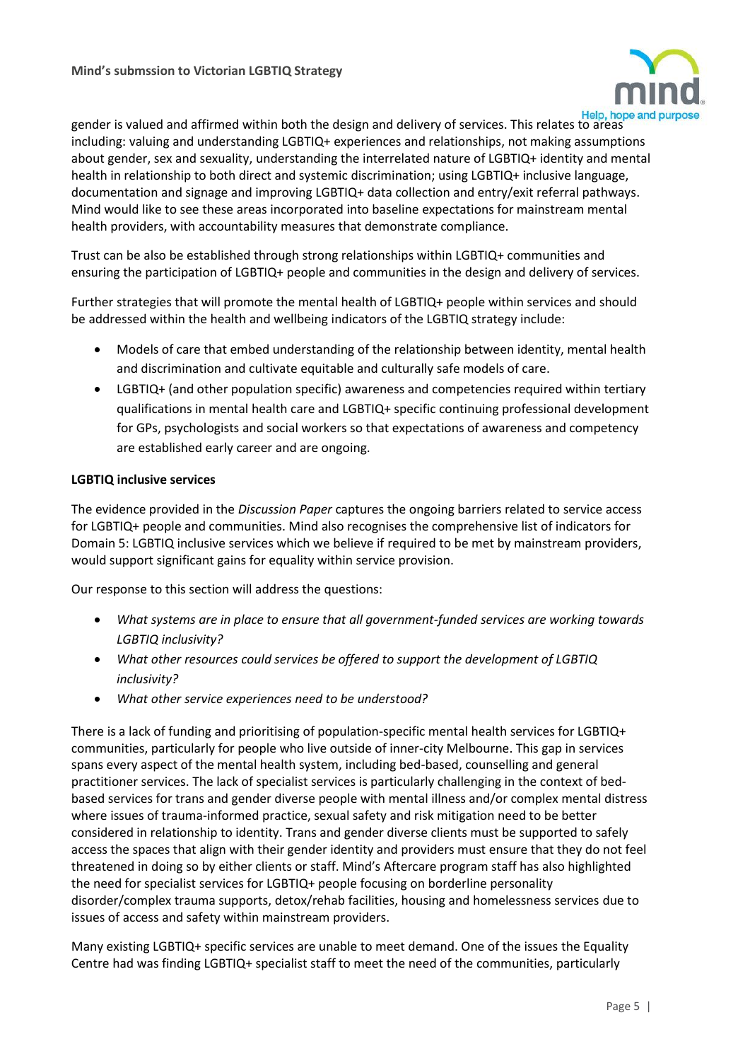gender is valued and affirmed within both the design and delivery of services. This relates to areas including: valuing and understanding LGBTIQ+ experiences and relationships, not making assumptions about gender, sex and sexuality, understanding the interrelated nature of LGBTIQ+ identity and mental health in relationship to both direct and systemic discrimination; using LGBTIQ+ inclusive language, documentation and signage and improving LGBTIQ+ data collection and entry/exit referral pathways. Mind would like to see these areas incorporated into baseline expectations for mainstream mental health providers, with accountability measures that demonstrate compliance.

Trust can be also be established through strong relationships within LGBTIQ+ communities and ensuring the participation of LGBTIQ+ people and communities in the design and delivery of services.

Further strategies that will promote the mental health of LGBTIQ+ people within services and should be addressed within the health and wellbeing indicators of the LGBTIQ strategy include:

- Models of care that embed understanding of the relationship between identity, mental health and discrimination and cultivate equitable and culturally safe models of care.
- LGBTIQ+ (and other population specific) awareness and competencies required within tertiary qualifications in mental health care and LGBTIQ+ specific continuing professional development for GPs, psychologists and social workers so that expectations of awareness and competency are established early career and are ongoing.

**LGBTIQ inclusive services**

The evidence provided in the *Discussion Paper* captures the ongoing barriers related to service access for LGBTIQ+ people and communities. Mind also recognises the comprehensive list of indicators for Domain 5: LGBTIQ inclusive services which we believe if required to be met by mainstream providers, would support significant gains for equality within service provision.

Our response to this section will address the questions:

- *What systems are in place to ensure that all government-funded services are working towards LGBTIQ inclusivity?*
- *What other resources could services be offered to support the development of LGBTIQ inclusivity?*
- *What other service experiences need to be understood?*

There is a lack of funding and prioritising of population-specific mental health services for LGBTIQ+ communities, particularly for people who live outside of inner-city Melbourne. This gap in services spans every aspect of the mental health system, including bed-based, counselling and general practitioner services. The lack of specialist services is particularly challenging in the context of bed-based services for trans and gender diverse people with mental illness and/or complex mental distress where issues of trauma-informed practice, sexual safety and risk mitigation need to be better considered in relationship to identity. Trans and gender diverse clients must be supported to safely access the spaces that align with their gender identity and providers must ensure that they do not feel threatened in doing so by either clients or staff. Mind's Aftercare program staff has also highlighted the need for specialist services for LGBTIQ+ people focusing on borderline personality disorder/complex trauma supports, detox/rehab facilities, housing and homelessness services due to issues of access and safety within mainstream providers.

Many existing LGBTIQ+ specific services are unable to meet demand. One of the issues the Equality Centre had was finding LGBTIQ+ specialist staff to meet the need of the communities, particularly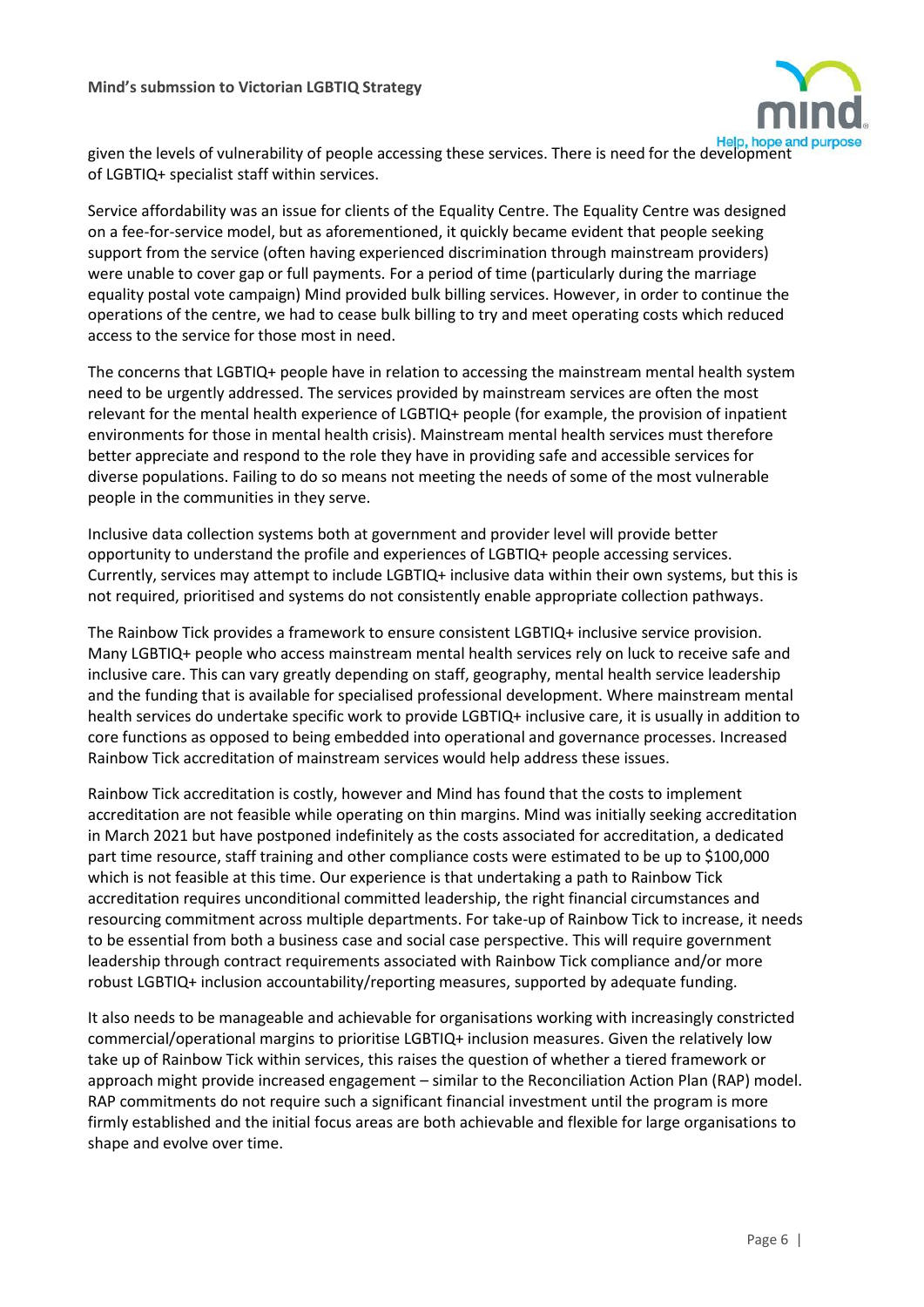given the levels of vulnerability of people accessing these services. There is need for the development of LGBTIQ+ specialist staff within services.

Service affordability was an issue for clients of the Equality Centre. The Equality Centre was designed on a fee-for-service model, but as aforementioned, it quickly became evident that people seeking support from the service (often having experienced discrimination through mainstream providers) were unable to cover gap or full payments. For a period of time (particularly during the marriage equality postal vote campaign) Mind provided bulk billing services. However, in order to continue the operations of the centre, we had to cease bulk billing to try and meet operating costs which reduced access to the service for those most in need.

The concerns that LGBTIQ+ people have in relation to accessing the mainstream mental health system need to be urgently addressed. The services provided by mainstream services are often the most relevant for the mental health experience of LGBTIQ+ people (for example, the provision of inpatient environments for those in mental health crisis). Mainstream mental health services must therefore better appreciate and respond to the role they have in providing safe and accessible services for diverse populations. Failing to do so means not meeting the needs of some of the most vulnerable people in the communities in they serve.

Inclusive data collection systems both at government and provider level will provide better opportunity to understand the profile and experiences of LGBTIQ+ people accessing services. Currently, services may attempt to include LGBTIQ+ inclusive data within their own systems, but this is not required, prioritised and systems do not consistently enable appropriate collection pathways.

The Rainbow Tick provides a framework to ensure consistent LGBTIQ+ inclusive service provision. Many LGBTIQ+ people who access mainstream mental health services rely on luck to receive safe and inclusive care. This can vary greatly depending on staff, geography, mental health service leadership and the funding that is available for specialised professional development. Where mainstream mental health services do undertake specific work to provide LGBTIQ+ inclusive care, it is usually in addition to core functions as opposed to being embedded into operational and governance processes. Increased Rainbow Tick accreditation of mainstream services would help address these issues.

Rainbow Tick accreditation is costly, however and Mind has found that the costs to implement accreditation are not feasible while operating on thin margins. Mind was initially seeking accreditation in March 2021 but have postponed indefinitely as the costs associated for accreditation, a dedicated part time resource, staff training and other compliance costs were estimated to be up to $100,000 which is not feasible at this time. Our experience is that undertaking a path to Rainbow Tick accreditation requires unconditional committed leadership, the right financial circumstances and resourcing commitment across multiple departments. For take-up of Rainbow Tick to increase, it needs to be essential from both a business case and social case perspective. This will require government leadership through contract requirements associated with Rainbow Tick compliance and/or more robust LGBTIQ+ inclusion accountability/reporting measures, supported by adequate funding.

It also needs to be manageable and achievable for organisations working with increasingly constricted commercial/operational margins to prioritise LGBTIQ+ inclusion measures. Given the relatively low take up of Rainbow Tick within services, this raises the question of whether a tiered framework or approach might provide increased engagement – similar to the Reconciliation Action Plan (RAP) model. RAP commitments do not require such a significant financial investment until the program is more firmly established and the initial focus areas are both achievable and flexible for large organisations to shape and evolve over time.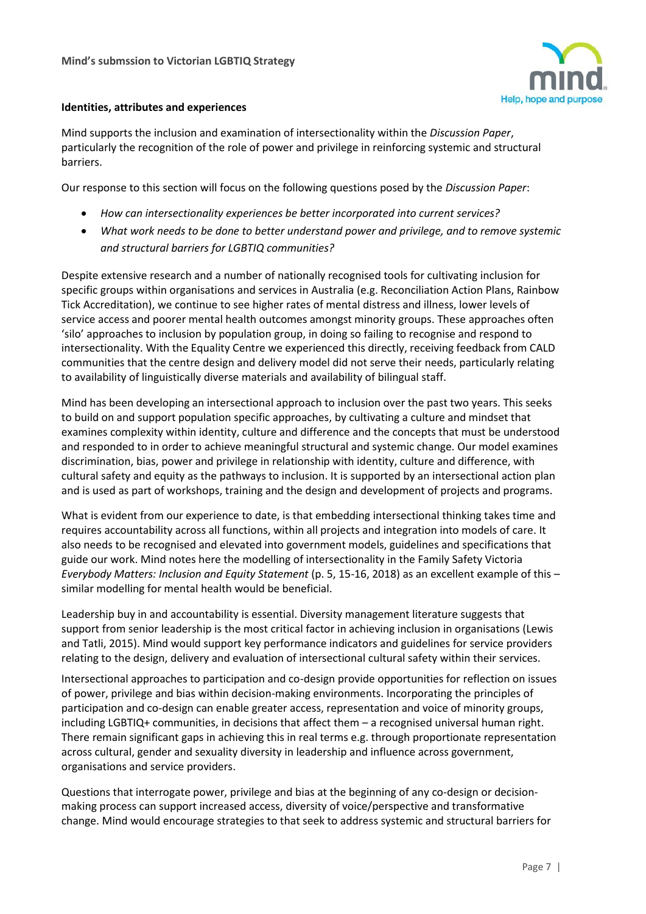**Identities, attributes and experiences**

Mind supports the inclusion and examination of intersectionality within the *Discussion Paper*, particularly the recognition of the role of power and privilege in reinforcing systemic and structural barriers.

Our response to this section will focus on the following questions posed by the *Discussion Paper*:

- *How can intersectionality experiences be better incorporated into current services?*
- *What work needs to be done to better understand power and privilege, and to remove systemic and structural barriers for LGBTIQ communities?*

Despite extensive research and a number of nationally recognised tools for cultivating inclusion for specific groups within organisations and services in Australia (e.g. Reconciliation Action Plans, Rainbow Tick Accreditation), we continue to see higher rates of mental distress and illness, lower levels of service access and poorer mental health outcomes amongst minority groups. These approaches often 'silo' approaches to inclusion by population group, in doing so failing to recognise and respond to intersectionality. With the Equality Centre we experienced this directly, receiving feedback from CALD communities that the centre design and delivery model did not serve their needs, particularly relating to availability of linguistically diverse materials and availability of bilingual staff.

Mind has been developing an intersectional approach to inclusion over the past two years. This seeks to build on and support population specific approaches, by cultivating a culture and mindset that examines complexity within identity, culture and difference and the concepts that must be understood and responded to in order to achieve meaningful structural and systemic change. Our model examines discrimination, bias, power and privilege in relationship with identity, culture and difference, with cultural safety and equity as the pathways to inclusion. It is supported by an intersectional action plan and is used as part of workshops, training and the design and development of projects and programs.

What is evident from our experience to date, is that embedding intersectional thinking takes time and requires accountability across all functions, within all projects and integration into models of care. It also needs to be recognised and elevated into government models, guidelines and specifications that guide our work. Mind notes here the modelling of intersectionality in the Family Safety Victoria *Everybody Matters: Inclusion and Equity Statement* (p. 5, 15-16, 2018) as an excellent example of this – similar modelling for mental health would be beneficial.

Leadership buy in and accountability is essential. Diversity management literature suggests that support from senior leadership is the most critical factor in achieving inclusion in organisations (Lewis and Tatli, 2015). Mind would support key performance indicators and guidelines for service providers relating to the design, delivery and evaluation of intersectional cultural safety within their services.

Intersectional approaches to participation and co-design provide opportunities for reflection on issues of power, privilege and bias within decision-making environments. Incorporating the principles of participation and co-design can enable greater access, representation and voice of minority groups, including LGBTIQ+ communities, in decisions that affect them – a recognised universal human right. There remain significant gaps in achieving this in real terms e.g. through proportionate representation across cultural, gender and sexuality diversity in leadership and influence across government, organisations and service providers.

Questions that interrogate power, privilege and bias at the beginning of any co-design or decision-making process can support increased access, diversity of voice/perspective and transformative change. Mind would encourage strategies to that seek to address systemic and structural barriers for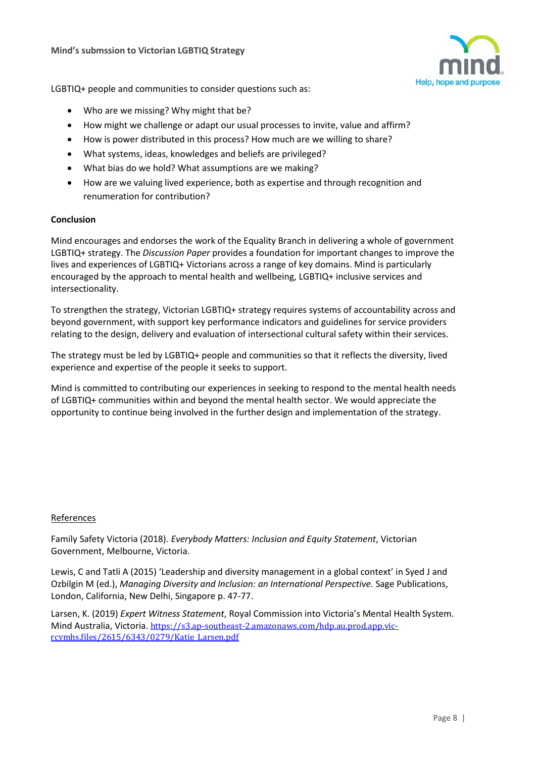LGBTIQ+ people and communities to consider questions such as:

- Who are we missing? Why might that be?
- How might we challenge or adapt our usual processes to invite, value and affirm?
- How is power distributed in this process? How much are we willing to share?
- What systems, ideas, knowledges and beliefs are privileged?
- What bias do we hold? What assumptions are we making?
- How are we valuing lived experience, both as expertise and through recognition and renumeration for contribution?

**Conclusion**

Mind encourages and endorses the work of the Equality Branch in delivering a whole of government LGBTIQ+ strategy. The *Discussion Paper* provides a foundation for important changes to improve the lives and experiences of LGBTIQ+ Victorians across a range of key domains. Mind is particularly encouraged by the approach to mental health and wellbeing, LGBTIQ+ inclusive services and intersectionality.

To strengthen the strategy, Victorian LGBTIQ+ strategy requires systems of accountability across and beyond government, with support key performance indicators and guidelines for service providers relating to the design, delivery and evaluation of intersectional cultural safety within their services.

The strategy must be led by LGBTIQ+ people and communities so that it reflects the diversity, lived experience and expertise of the people it seeks to support.

Mind is committed to contributing our experiences in seeking to respond to the mental health needs of LGBTIQ+ communities within and beyond the mental health sector. We would appreciate the opportunity to continue being involved in the further design and implementation of the strategy.

References

Family Safety Victoria (2018). *Everybody Matters: Inclusion and Equity Statement*, Victorian Government, Melbourne, Victoria.

Lewis, C and Tatli A (2015) 'Leadership and diversity management in a global context' in Syed J and Ozbilgin M (ed.), *Managing Diversity and Inclusion: an International Perspective.* Sage Publications, London, California, New Delhi, Singapore p. 47-77.

Larsen, K. (2019) *Expert Witness Statement*, Royal Commission into Victoria's Mental Health System. Mind Australia, Victoria. https://s3.ap-southeast-2.amazonaws.com/hdp.au.prod.app.vic-rcvmhs.files/2615/6343/0279/Katie_Larsen.pdf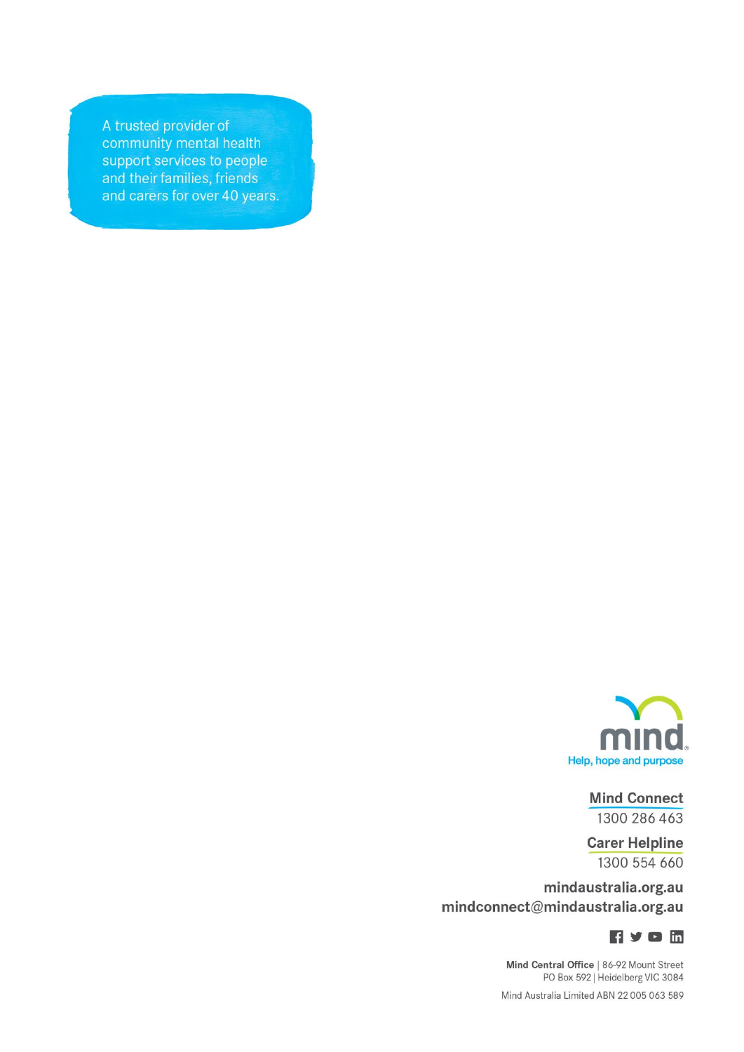A trusted provider of community mental health support services to people and their families, friends and carers for over 40 years.

mind

Help, hope and purpose

**Mind Connect**
1300 286 463

**Carer Helpline**
1300 554 660

**mindaustralia.org.au**
**mindconnect@mindaustralia.org.au**

**Mind Central Office** | 86-92 Mount Street
PO Box 592 | Heidelberg VIC 3084

Mind Australia Limited ABN 22 005 063 589